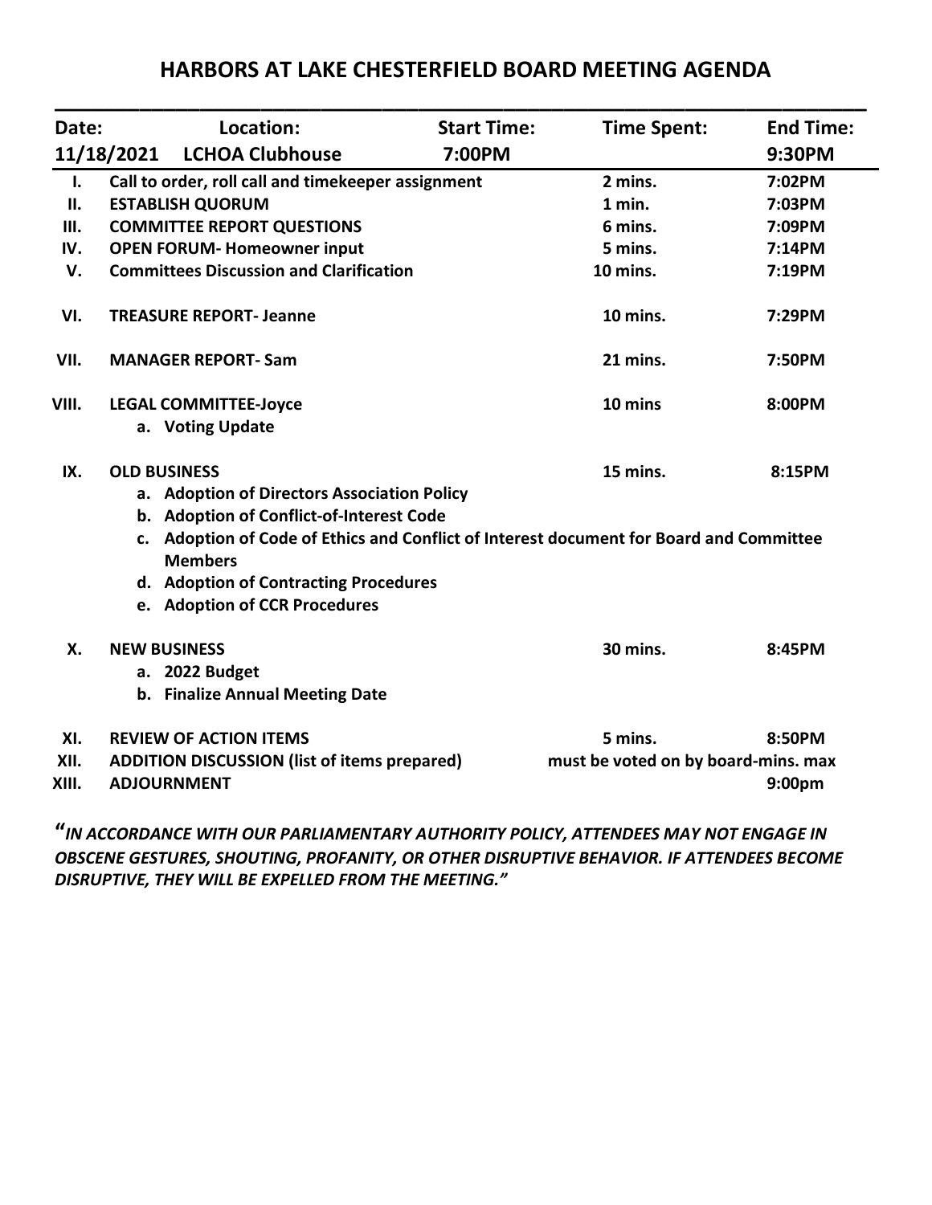# HARBORS AT LAKE CHESTERFIELD BOARD MEETING AGENDA

| Date: | Location: | Start Time: | Time Spent: | End Time: |
|---|---|---|---|---|
| 11/18/2021 | LCHOA Clubhouse | 7:00PM | | 9:30PM |

| | | Time Spent | End Time |
|---|---|---|---|
| **I.** | **Call to order, roll call and timekeeper assignment** | **2 mins.** | **7:02PM** |
| **II.** | **ESTABLISH QUORUM** | **1 min.** | **7:03PM** |
| **III.** | **COMMITTEE REPORT QUESTIONS** | **6 mins.** | **7:09PM** |
| **IV.** | **OPEN FORUM- Homeowner input** | **5 mins.** | **7:14PM** |
| **V.** | **Committees Discussion and Clarification** | **10 mins.** | **7:19PM** |
| **VI.** | **TREASURE REPORT- Jeanne** | **10 mins.** | **7:29PM** |
| **VII.** | **MANAGER REPORT- Sam** | **21 mins.** | **7:50PM** |
| **VIII.** | **LEGAL COMMITTEE-Joyce**<br>a. **Voting Update** | **10 mins** | **8:00PM** |
| **IX.** | **OLD BUSINESS**<br>a. **Adoption of Directors Association Policy**<br>b. **Adoption of Conflict-of-Interest Code**<br>c. **Adoption of Code of Ethics and Conflict of Interest document for Board and Committee Members**<br>d. **Adoption of Contracting Procedures**<br>e. **Adoption of CCR Procedures** | **15 mins.** | **8:15PM** |
| **X.** | **NEW BUSINESS**<br>a. **2022 Budget**<br>b. **Finalize Annual Meeting Date** | **30 mins.** | **8:45PM** |
| **XI.** | **REVIEW OF ACTION ITEMS** | **5 mins.** | **8:50PM** |
| **XII.** | **ADDITION DISCUSSION (list of items prepared)** | **must be voted on by board-mins. max** | |
| **XIII.** | **ADJOURNMENT** | | **9:00pm** |

***"IN ACCORDANCE WITH OUR PARLIAMENTARY AUTHORITY POLICY, ATTENDEES MAY NOT ENGAGE IN OBSCENE GESTURES, SHOUTING, PROFANITY, OR OTHER DISRUPTIVE BEHAVIOR. IF ATTENDEES BECOME DISRUPTIVE, THEY WILL BE EXPELLED FROM THE MEETING."***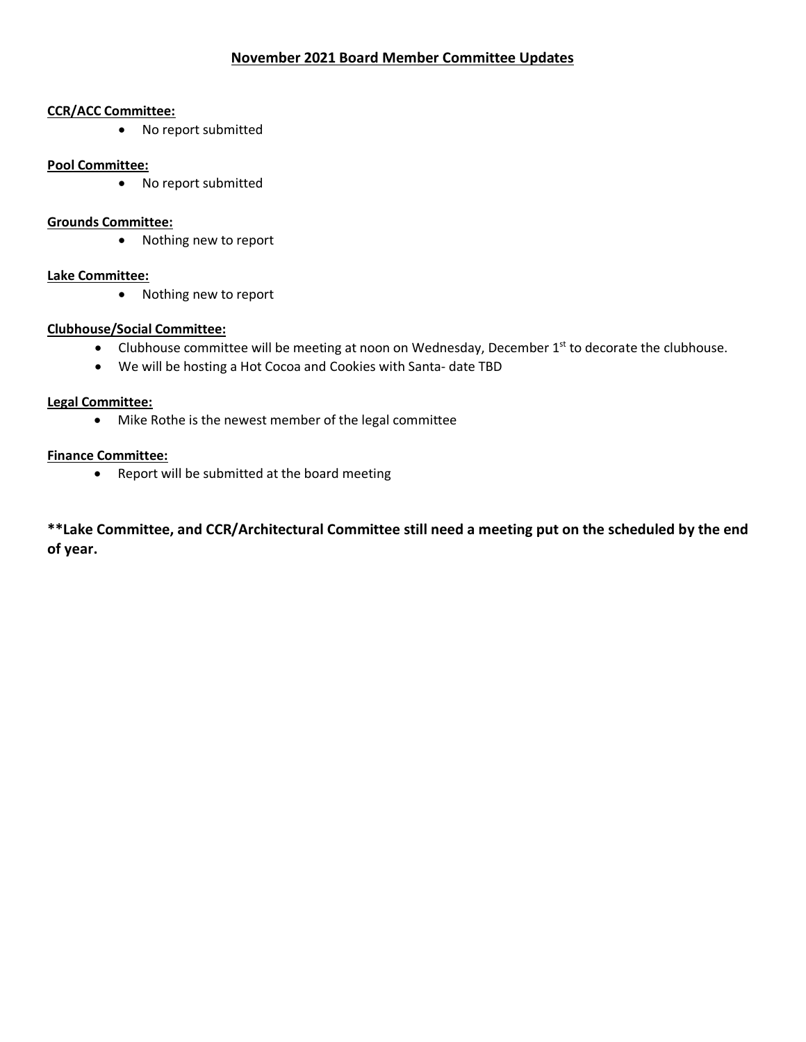# November 2021 Board Member Committee Updates

**CCR/ACC Committee:**

- No report submitted

**Pool Committee:**

- No report submitted

**Grounds Committee:**

- Nothing new to report

**Lake Committee:**

- Nothing new to report

**Clubhouse/Social Committee:**

- Clubhouse committee will be meeting at noon on Wednesday, December 1st to decorate the clubhouse.
- We will be hosting a Hot Cocoa and Cookies with Santa- date TBD

**Legal Committee:**

- Mike Rothe is the newest member of the legal committee

**Finance Committee:**

- Report will be submitted at the board meeting

**\*\*Lake Committee, and CCR/Architectural Committee still need a meeting put on the scheduled by the end of year.**